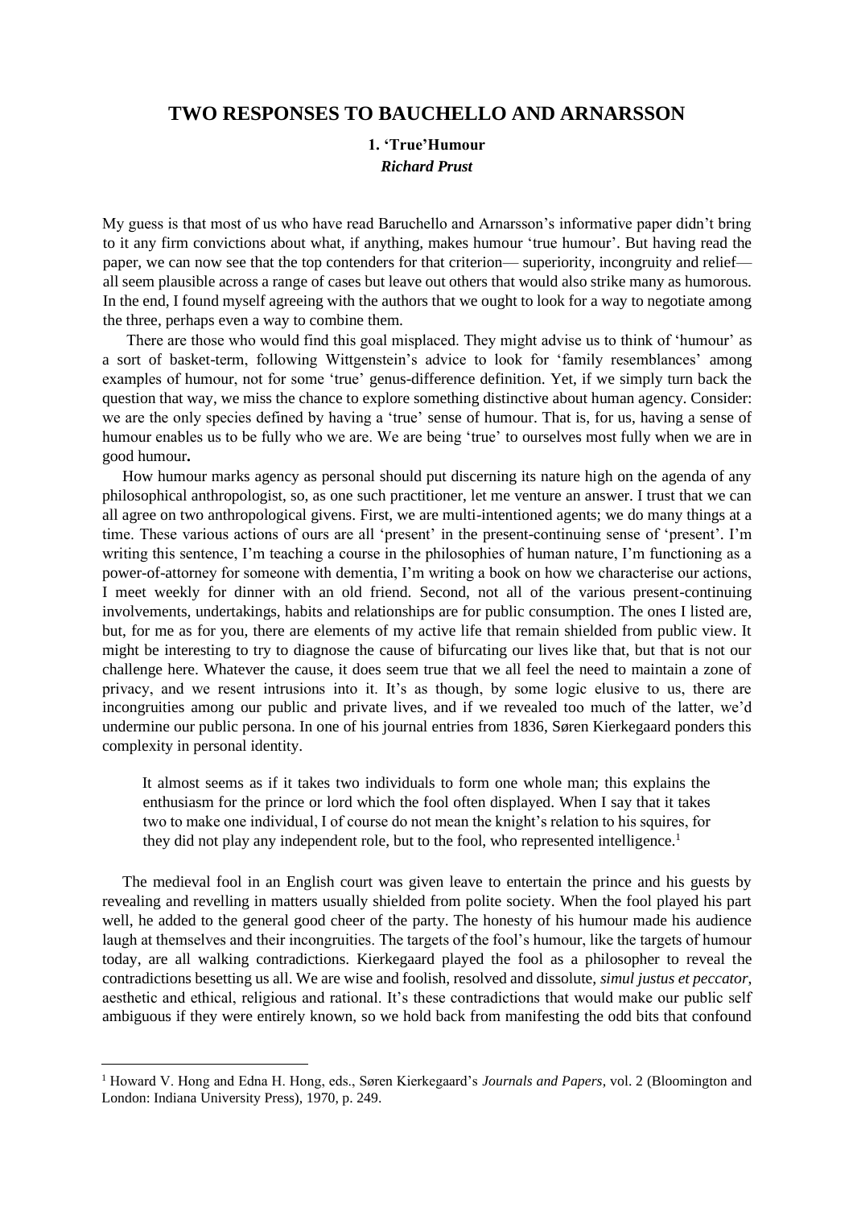# TWO RESPONSES TO BAUCHELLO AND ARNARSSON

## 1. 'True'Humour

***Richard Prust***

My guess is that most of us who have read Baruchello and Arnarsson's informative paper didn't bring to it any firm convictions about what, if anything, makes humour 'true humour'. But having read the paper, we can now see that the top contenders for that criterion— superiority, incongruity and relief— all seem plausible across a range of cases but leave out others that would also strike many as humorous. In the end, I found myself agreeing with the authors that we ought to look for a way to negotiate among the three, perhaps even a way to combine them.

There are those who would find this goal misplaced. They might advise us to think of 'humour' as a sort of basket-term, following Wittgenstein's advice to look for 'family resemblances' among examples of humour, not for some 'true' genus-difference definition. Yet, if we simply turn back the question that way, we miss the chance to explore something distinctive about human agency. Consider: we are the only species defined by having a 'true' sense of humour. That is, for us, having a sense of humour enables us to be fully who we are. We are being 'true' to ourselves most fully when we are in good humour**.**

How humour marks agency as personal should put discerning its nature high on the agenda of any philosophical anthropologist, so, as one such practitioner, let me venture an answer. I trust that we can all agree on two anthropological givens. First, we are multi-intentioned agents; we do many things at a time. These various actions of ours are all 'present' in the present-continuing sense of 'present'. I'm writing this sentence, I'm teaching a course in the philosophies of human nature, I'm functioning as a power-of-attorney for someone with dementia, I'm writing a book on how we characterise our actions, I meet weekly for dinner with an old friend. Second, not all of the various present-continuing involvements, undertakings, habits and relationships are for public consumption. The ones I listed are, but, for me as for you, there are elements of my active life that remain shielded from public view. It might be interesting to try to diagnose the cause of bifurcating our lives like that, but that is not our challenge here. Whatever the cause, it does seem true that we all feel the need to maintain a zone of privacy, and we resent intrusions into it. It's as though, by some logic elusive to us, there are incongruities among our public and private lives, and if we revealed too much of the latter, we'd undermine our public persona. In one of his journal entries from 1836, Søren Kierkegaard ponders this complexity in personal identity.

> It almost seems as if it takes two individuals to form one whole man; this explains the enthusiasm for the prince or lord which the fool often displayed. When I say that it takes two to make one individual, I of course do not mean the knight's relation to his squires, for they did not play any independent role, but to the fool, who represented intelligence.[1]

The medieval fool in an English court was given leave to entertain the prince and his guests by revealing and revelling in matters usually shielded from polite society. When the fool played his part well, he added to the general good cheer of the party. The honesty of his humour made his audience laugh at themselves and their incongruities. The targets of the fool's humour, like the targets of humour today, are all walking contradictions. Kierkegaard played the fool as a philosopher to reveal the contradictions besetting us all. We are wise and foolish, resolved and dissolute, *simul justus et peccator*, aesthetic and ethical, religious and rational. It's these contradictions that would make our public self ambiguous if they were entirely known, so we hold back from manifesting the odd bits that confound

---

[1] Howard V. Hong and Edna H. Hong, eds., Søren Kierkegaard's *Journals and Papers*, vol. 2 (Bloomington and London: Indiana University Press), 1970, p. 249.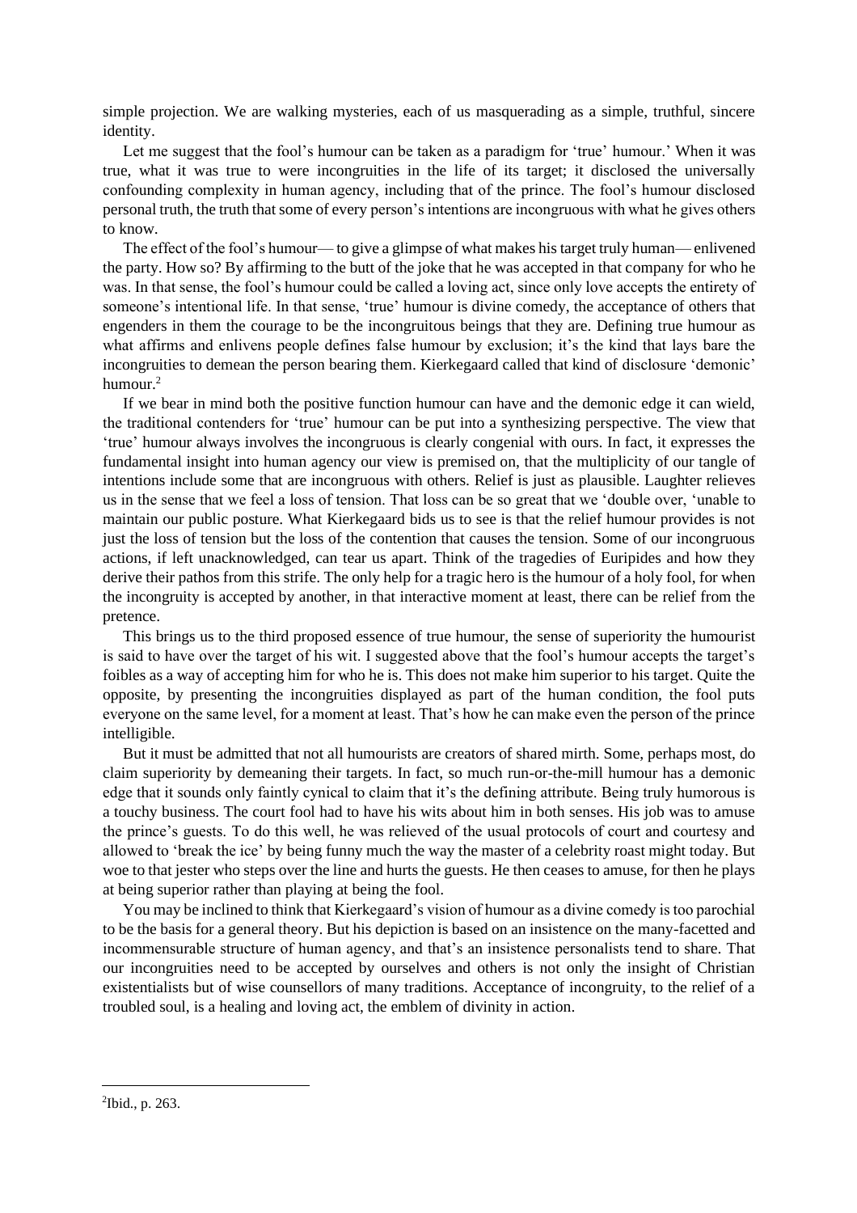simple projection. We are walking mysteries, each of us masquerading as a simple, truthful, sincere identity.

Let me suggest that the fool's humour can be taken as a paradigm for 'true' humour.' When it was true, what it was true to were incongruities in the life of its target; it disclosed the universally confounding complexity in human agency, including that of the prince. The fool's humour disclosed personal truth, the truth that some of every person's intentions are incongruous with what he gives others to know.

The effect of the fool's humour— to give a glimpse of what makes his target truly human— enlivened the party. How so? By affirming to the butt of the joke that he was accepted in that company for who he was. In that sense, the fool's humour could be called a loving act, since only love accepts the entirety of someone's intentional life. In that sense, 'true' humour is divine comedy, the acceptance of others that engenders in them the courage to be the incongruitous beings that they are. Defining true humour as what affirms and enlivens people defines false humour by exclusion; it's the kind that lays bare the incongruities to demean the person bearing them. Kierkegaard called that kind of disclosure 'demonic' humour.[2]

If we bear in mind both the positive function humour can have and the demonic edge it can wield, the traditional contenders for 'true' humour can be put into a synthesizing perspective. The view that 'true' humour always involves the incongruous is clearly congenial with ours. In fact, it expresses the fundamental insight into human agency our view is premised on, that the multiplicity of our tangle of intentions include some that are incongruous with others. Relief is just as plausible. Laughter relieves us in the sense that we feel a loss of tension. That loss can be so great that we 'double over, 'unable to maintain our public posture. What Kierkegaard bids us to see is that the relief humour provides is not just the loss of tension but the loss of the contention that causes the tension. Some of our incongruous actions, if left unacknowledged, can tear us apart. Think of the tragedies of Euripides and how they derive their pathos from this strife. The only help for a tragic hero is the humour of a holy fool, for when the incongruity is accepted by another, in that interactive moment at least, there can be relief from the pretence.

This brings us to the third proposed essence of true humour, the sense of superiority the humourist is said to have over the target of his wit. I suggested above that the fool's humour accepts the target's foibles as a way of accepting him for who he is. This does not make him superior to his target. Quite the opposite, by presenting the incongruities displayed as part of the human condition, the fool puts everyone on the same level, for a moment at least. That's how he can make even the person of the prince intelligible.

But it must be admitted that not all humourists are creators of shared mirth. Some, perhaps most, do claim superiority by demeaning their targets. In fact, so much run-or-the-mill humour has a demonic edge that it sounds only faintly cynical to claim that it's the defining attribute. Being truly humorous is a touchy business. The court fool had to have his wits about him in both senses. His job was to amuse the prince's guests. To do this well, he was relieved of the usual protocols of court and courtesy and allowed to 'break the ice' by being funny much the way the master of a celebrity roast might today. But woe to that jester who steps over the line and hurts the guests. He then ceases to amuse, for then he plays at being superior rather than playing at being the fool.

You may be inclined to think that Kierkegaard's vision of humour as a divine comedy is too parochial to be the basis for a general theory. But his depiction is based on an insistence on the many-facetted and incommensurable structure of human agency, and that's an insistence personalists tend to share. That our incongruities need to be accepted by ourselves and others is not only the insight of Christian existentialists but of wise counsellors of many traditions. Acceptance of incongruity, to the relief of a troubled soul, is a healing and loving act, the emblem of divinity in action.

---

[2] Ibid., p. 263.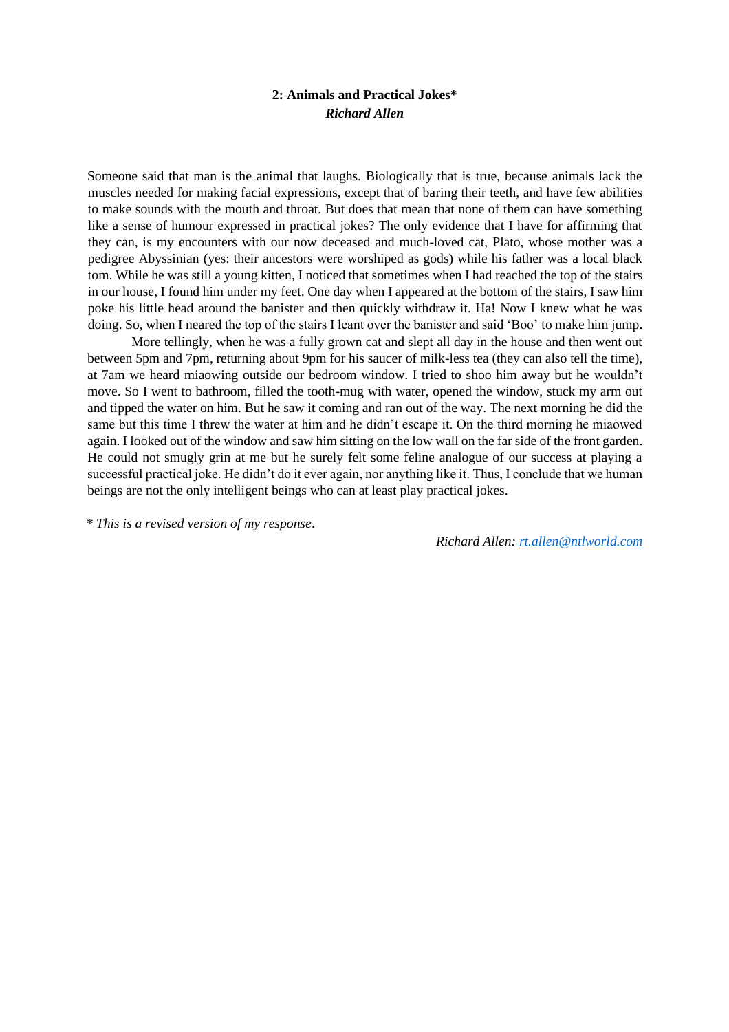## 2: Animals and Practical Jokes*

***Richard Allen***

Someone said that man is the animal that laughs. Biologically that is true, because animals lack the muscles needed for making facial expressions, except that of baring their teeth, and have few abilities to make sounds with the mouth and throat. But does that mean that none of them can have something like a sense of humour expressed in practical jokes? The only evidence that I have for affirming that they can, is my encounters with our now deceased and much-loved cat, Plato, whose mother was a pedigree Abyssinian (yes: their ancestors were worshiped as gods) while his father was a local black tom. While he was still a young kitten, I noticed that sometimes when I had reached the top of the stairs in our house, I found him under my feet. One day when I appeared at the bottom of the stairs, I saw him poke his little head around the banister and then quickly withdraw it. Ha! Now I knew what he was doing. So, when I neared the top of the stairs I leant over the banister and said 'Boo' to make him jump.

More tellingly, when he was a fully grown cat and slept all day in the house and then went out between 5pm and 7pm, returning about 9pm for his saucer of milk-less tea (they can also tell the time), at 7am we heard miaowing outside our bedroom window. I tried to shoo him away but he wouldn't move. So I went to bathroom, filled the tooth-mug with water, opened the window, stuck my arm out and tipped the water on him. But he saw it coming and ran out of the way. The next morning he did the same but this time I threw the water at him and he didn't escape it. On the third morning he miaowed again. I looked out of the window and saw him sitting on the low wall on the far side of the front garden. He could not smugly grin at me but he surely felt some feline analogue of our success at playing a successful practical joke. He didn't do it ever again, nor anything like it. Thus, I conclude that we human beings are not the only intelligent beings who can at least play practical jokes.

\* *This is a revised version of my response*.

*Richard Allen: rt.allen@ntlworld.com*